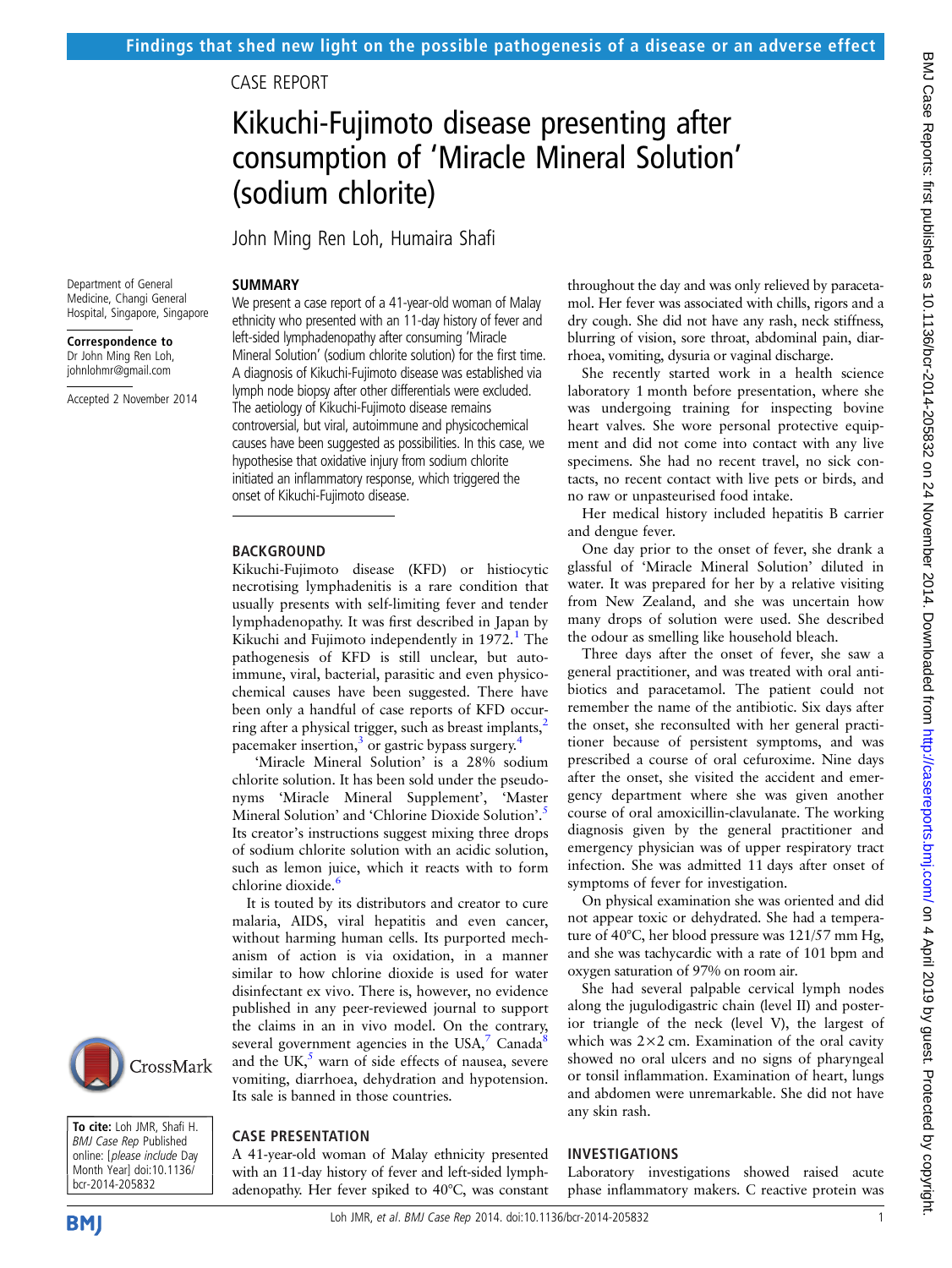Findings that shed new light on the possible pathogenesis of a disease or an adverse effect

CASE REPORT

# Kikuchi-Fujimoto disease presenting after consumption of 'Miracle Mineral Solution' (sodium chlorite)

John Ming Ren Loh, Humaira Shafi

Department of General Medicine, Changi General Hospital, Singapore, Singapore

**Correspondence to**
Dr John Ming Ren Loh, johnlohmr@gmail.com

Accepted 2 November 2014

**To cite:** Loh JMR, Shafi H. *BMJ Case Rep* Published online: [*please include* Day Month Year] doi:10.1136/bcr-2014-205832

## SUMMARY

We present a case report of a 41-year-old woman of Malay ethnicity who presented with an 11-day history of fever and left-sided lymphadenopathy after consuming 'Miracle Mineral Solution' (sodium chlorite solution) for the first time. A diagnosis of Kikuchi-Fujimoto disease was established via lymph node biopsy after other differentials were excluded. The aetiology of Kikuchi-Fujimoto disease remains controversial, but viral, autoimmune and physicochemical causes have been suggested as possibilities. In this case, we hypothesise that oxidative injury from sodium chlorite initiated an inflammatory response, which triggered the onset of Kikuchi-Fujimoto disease.

## BACKGROUND

Kikuchi-Fujimoto disease (KFD) or histiocytic necrotising lymphadenitis is a rare condition that usually presents with self-limiting fever and tender lymphadenopathy. It was first described in Japan by Kikuchi and Fujimoto independently in 1972.[1] The pathogenesis of KFD is still unclear, but autoimmune, viral, bacterial, parasitic and even physicochemical causes have been suggested. There have been only a handful of case reports of KFD occurring after a physical trigger, such as breast implants,[2] pacemaker insertion,[3] or gastric bypass surgery.[4]

'Miracle Mineral Solution' is a 28% sodium chlorite solution. It has been sold under the pseudonyms 'Miracle Mineral Supplement', 'Master Mineral Solution' and 'Chlorine Dioxide Solution'.[5] Its creator's instructions suggest mixing three drops of sodium chlorite solution with an acidic solution, such as lemon juice, which it reacts with to form chlorine dioxide.[6]

It is touted by its distributors and creator to cure malaria, AIDS, viral hepatitis and even cancer, without harming human cells. Its purported mechanism of action is via oxidation, in a manner similar to how chlorine dioxide is used for water disinfectant ex vivo. There is, however, no evidence published in any peer-reviewed journal to support the claims in an in vivo model. On the contrary, several government agencies in the USA,[7] Canada[8] and the UK,[5] warn of side effects of nausea, severe vomiting, diarrhoea, dehydration and hypotension. Its sale is banned in those countries.

## CASE PRESENTATION

A 41-year-old woman of Malay ethnicity presented with an 11-day history of fever and left-sided lymphadenopathy. Her fever spiked to 40°C, was constant throughout the day and was only relieved by paracetamol. Her fever was associated with chills, rigors and a dry cough. She did not have any rash, neck stiffness, blurring of vision, sore throat, abdominal pain, diarrhoea, vomiting, dysuria or vaginal discharge.

She recently started work in a health science laboratory 1 month before presentation, where she was undergoing training for inspecting bovine heart valves. She wore personal protective equipment and did not come into contact with any live specimens. She had no recent travel, no sick contacts, no recent contact with live pets or birds, and no raw or unpasteurised food intake.

Her medical history included hepatitis B carrier and dengue fever.

One day prior to the onset of fever, she drank a glassful of 'Miracle Mineral Solution' diluted in water. It was prepared for her by a relative visiting from New Zealand, and she was uncertain how many drops of solution were used. She described the odour as smelling like household bleach.

Three days after the onset of fever, she saw a general practitioner, and was treated with oral antibiotics and paracetamol. The patient could not remember the name of the antibiotic. Six days after the onset, she reconsulted with her general practitioner because of persistent symptoms, and was prescribed a course of oral cefuroxime. Nine days after the onset, she visited the accident and emergency department where she was given another course of oral amoxicillin-clavulanate. The working diagnosis given by the general practitioner and emergency physician was of upper respiratory tract infection. She was admitted 11 days after onset of symptoms of fever for investigation.

On physical examination she was oriented and did not appear toxic or dehydrated. She had a temperature of 40°C, her blood pressure was 121/57 mm Hg, and she was tachycardic with a rate of 101 bpm and oxygen saturation of 97% on room air.

She had several palpable cervical lymph nodes along the jugulodigastric chain (level II) and posterior triangle of the neck (level V), the largest of which was 2×2 cm. Examination of the oral cavity showed no oral ulcers and no signs of pharyngeal or tonsil inflammation. Examination of heart, lungs and abdomen were unremarkable. She did not have any skin rash.

## INVESTIGATIONS

Laboratory investigations showed raised acute phase inflammatory makers. C reactive protein was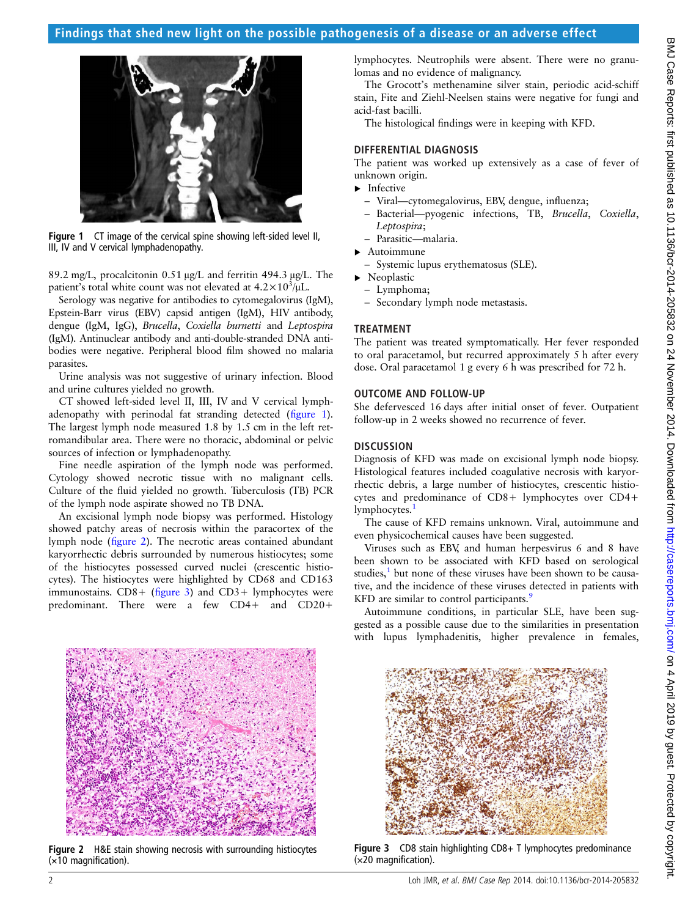Figure 1 CT image of the cervical spine showing left-sided level II, III, IV and V cervical lymphadenopathy.

89.2 mg/L, procalcitonin 0.51 µg/L and ferritin 494.3 µg/L. The patient's total white count was not elevated at $4.2\times10^3/\mu L$.

Serology was negative for antibodies to cytomegalovirus (IgM), Epstein-Barr virus (EBV) capsid antigen (IgM), HIV antibody, dengue (IgM, IgG), *Brucella*, *Coxiella burnetti* and *Leptospira* (IgM). Antinuclear antibody and anti-double-stranded DNA antibodies were negative. Peripheral blood film showed no malaria parasites.

Urine analysis was not suggestive of urinary infection. Blood and urine cultures yielded no growth.

CT showed left-sided level II, III, IV and V cervical lymphadenopathy with perinodal fat stranding detected (figure 1). The largest lymph node measured 1.8 by 1.5 cm in the left retromandibular area. There were no thoracic, abdominal or pelvic sources of infection or lymphadenopathy.

Fine needle aspiration of the lymph node was performed. Cytology showed necrotic tissue with no malignant cells. Culture of the fluid yielded no growth. Tuberculosis (TB) PCR of the lymph node aspirate showed no TB DNA.

An excisional lymph node biopsy was performed. Histology showed patchy areas of necrosis within the paracortex of the lymph node (figure 2). The necrotic areas contained abundant karyorrhectic debris surrounded by numerous histiocytes; some of the histiocytes possessed curved nuclei (crescentic histiocytes). The histiocytes were highlighted by CD68 and CD163 immunostains. CD8+ (figure 3) and CD3+ lymphocytes were predominant. There were a few CD4+ and CD20+ lymphocytes. Neutrophils were absent. There were no granulomas and no evidence of malignancy.

The Grocott's methenamine silver stain, periodic acid-schiff stain, Fite and Ziehl-Neelsen stains were negative for fungi and acid-fast bacilli.

The histological findings were in keeping with KFD.

## DIFFERENTIAL DIAGNOSIS

The patient was worked up extensively as a case of fever of unknown origin.

- Infective
  - Viral—cytomegalovirus, EBV, dengue, influenza;
  - Bacterial—pyogenic infections, TB, *Brucella*, *Coxiella*, *Leptospira*;
  - Parasitic—malaria.
- Autoimmune
  - Systemic lupus erythematosus (SLE).
- Neoplastic
  - Lymphoma;
  - Secondary lymph node metastasis.

## TREATMENT

The patient was treated symptomatically. Her fever responded to oral paracetamol, but recurred approximately 5 h after every dose. Oral paracetamol 1 g every 6 h was prescribed for 72 h.

## OUTCOME AND FOLLOW-UP

She defervesced 16 days after initial onset of fever. Outpatient follow-up in 2 weeks showed no recurrence of fever.

## DISCUSSION

Diagnosis of KFD was made on excisional lymph node biopsy. Histological features included coagulative necrosis with karyorrhectic debris, a large number of histiocytes, crescentic histiocytes and predominance of CD8+ lymphocytes over CD4+ lymphocytes.[1]

The cause of KFD remains unknown. Viral, autoimmune and even physicochemical causes have been suggested.

Viruses such as EBV, and human herpesvirus 6 and 8 have been shown to be associated with KFD based on serological studies,[1] but none of these viruses have been shown to be causative, and the incidence of these viruses detected in patients with KFD are similar to control participants.[9]

Autoimmune conditions, in particular SLE, have been suggested as a possible cause due to the similarities in presentation with lupus lymphadenitis, higher prevalence in females,

Figure 2 H&E stain showing necrosis with surrounding histiocytes (×10 magnification).

Figure 3 CD8 stain highlighting CD8+ T lymphocytes predominance (×20 magnification).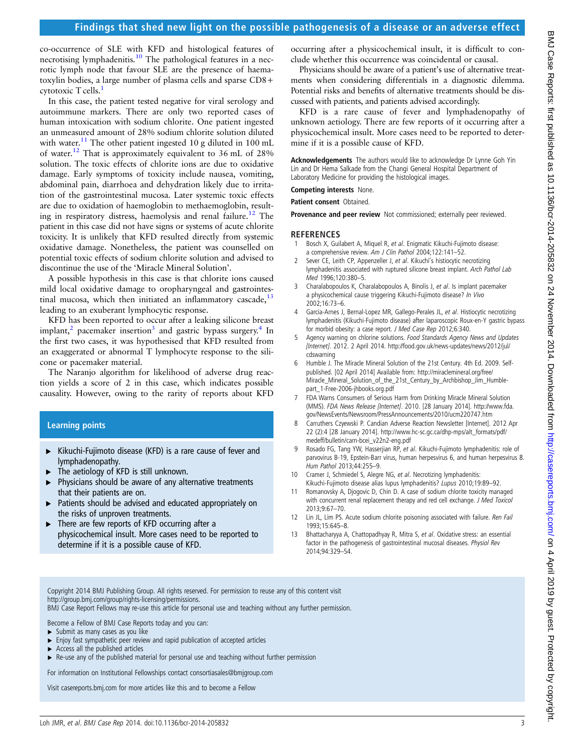co-occurrence of SLE with KFD and histological features of necrotising lymphadenitis.[10] The pathological features in a necrotic lymph node that favour SLE are the presence of haematoxylin bodies, a large number of plasma cells and sparse CD8+ cytotoxic T cells.[1]

In this case, the patient tested negative for viral serology and autoimmune markers. There are only two reported cases of human intoxication with sodium chlorite. One patient ingested an unmeasured amount of 28% sodium chlorite solution diluted with water.[11] The other patient ingested 10 g diluted in 100 mL of water.[12] That is approximately equivalent to 36 mL of 28% solution. The toxic effects of chlorite ions are due to oxidative damage. Early symptoms of toxicity include nausea, vomiting, abdominal pain, diarrhoea and dehydration likely due to irritation of the gastrointestinal mucosa. Later systemic toxic effects are due to oxidation of haemoglobin to methaemoglobin, resulting in respiratory distress, haemolysis and renal failure.[12] The patient in this case did not have signs or systems of acute chlorite toxicity. It is unlikely that KFD resulted directly from systemic oxidative damage. Nonetheless, the patient was counselled on potential toxic effects of sodium chlorite solution and advised to discontinue the use of the 'Miracle Mineral Solution'.

A possible hypothesis in this case is that chlorite ions caused mild local oxidative damage to oropharyngeal and gastrointestinal mucosa, which then initiated an inflammatory cascade,[13] leading to an exuberant lymphocytic response.

KFD has been reported to occur after a leaking silicone breast implant,[2] pacemaker insertion[3] and gastric bypass surgery.[4] In the first two cases, it was hypothesised that KFD resulted from an exaggerated or abnormal T lymphocyte response to the silicone or pacemaker material.

The Naranjo algorithm for likelihood of adverse drug reaction yields a score of 2 in this case, which indicates possible causality. However, owing to the rarity of reports about KFD occurring after a physicochemical insult, it is difficult to conclude whether this occurrence was coincidental or causal.

Physicians should be aware of a patient's use of alternative treatments when considering differentials in a diagnostic dilemma. Potential risks and benefits of alternative treatments should be discussed with patients, and patients advised accordingly.

KFD is a rare cause of fever and lymphadenopathy of unknown aetiology. There are few reports of it occurring after a physicochemical insult. More cases need to be reported to determine if it is a possible cause of KFD.

### Learning points

- Kikuchi-Fujimoto disease (KFD) is a rare cause of fever and lymphadenopathy.
- The aetiology of KFD is still unknown.
- Physicians should be aware of any alternative treatments that their patients are on.
- Patients should be advised and educated appropriately on the risks of unproven treatments.
- There are few reports of KFD occurring after a physicochemical insult. More cases need to be reported to determine if it is a possible cause of KFD.

**Acknowledgements** The authors would like to acknowledge Dr Lynne Goh Yin Lin and Dr Hema Salkade from the Changi General Hospital Department of Laboratory Medicine for providing the histological images.

**Competing interests** None.

**Patient consent** Obtained.

**Provenance and peer review** Not commissioned; externally peer reviewed.

## REFERENCES

1. Bosch X, Guilabert A, Miquel R, *et al*. Enigmatic Kikuchi-Fujimoto disease: a comprehensive review. *Am J Clin Pathol* 2004;122:141–52.
2. Sever CE, Leith CP, Appenzeller J, *et al*. Kikuchi's histiocytic necrotizing lymphadenitis associated with ruptured silicone breast implant. *Arch Pathol Lab Med* 1996;120:380–5.
3. Charalabopoulos K, Charalabopoulos A, Binolis J, *et al*. Is implant pacemaker a physicochemical cause triggering Kikuchi-Fujimoto disease? *In Vivo* 2002;16:73–6.
4. Garcia-Arnes J, Bernal-Lopez MR, Gallego-Perales JL, *et al*. Histiocytic necrotizing lymphadenitis (Kikuchi-Fujimoto disease) after laparoscopic Roux-en-Y gastric bypass for morbid obesity: a case report. *J Med Case Rep* 2012;6:340.
5. Agency warning on chlorine solutions. *Food Standards Agency News and Updates [Internet]*. 2012. 2 April 2014. http://food.gov.uk/news-updates/news/2012/jul/cdswarning
6. Humble J. The Miracle Mineral Solution of the 21st Century. 4th Ed. 2009. Self-published. [02 April 2014] Available from: http://miraclemineral.org/free/Miracle_Mineral_Solution_of_the_21st_Century_by_Archbishop_Jim_Humble-part_1-Free-2006-jhbooks.org.pdf
7. FDA Warns Consumers of Serious Harm from Drinking Miracle Mineral Solution (MMS). *FDA News Release [Internet]*. 2010. [28 January 2014]. http://www.fda.gov/NewsEvents/Newsroom/PressAnnouncements/2010/ucm220747.htm
8. Carruthers Czyewski P. Candian Adverse Reaction Newsletter [Internet]. 2012 Apr 22 (2):4 [28 January 2014]. http://www.hc-sc.gc.ca/dhp-mps/alt_formats/pdf/medeff/bulletin/carn-bcei_v22n2-eng.pdf
9. Rosado FG, Tang YW, Hasserjian RP, *et al*. Kikuchi-Fujimoto lymphadenitis: role of parvovirus B-19, Epstein-Barr virus, human herpesvirus 6, and human herpesvirus 8. *Hum Pathol* 2013;44:255–9.
10. Cramer J, Schmiedel S, Alegre NG, *et al*. Necrotizing lymphadenitis: Kikuchi-Fujimoto disease alias lupus lymphadenitis? *Lupus* 2010;19:89–92.
11. Romanovsky A, Djogovic D, Chin D. A case of sodium chlorite toxicity managed with concurrent renal replacement therapy and red cell exchange. *J Med Toxicol* 2013;9:67–70.
12. Lin JL, Lim PS. Acute sodium chlorite poisoning associated with failure. *Ren Fail* 1993;15:645–8.
13. Bhattacharyya A, Chattopadhyay R, Mitra S, *et al*. Oxidative stress: an essential factor in the pathogenesis of gastrointestinal mucosal diseases. *Physiol Rev* 2014;94:329–54.

Copyright 2014 BMJ Publishing Group. All rights reserved. For permission to reuse any of this content visit http://group.bmj.com/group/rights-licensing/permissions.
BMJ Case Report Fellows may re-use this article for personal use and teaching without any further permission.

Become a Fellow of BMJ Case Reports today and you can:
- Submit as many cases as you like
- Enjoy fast sympathetic peer review and rapid publication of accepted articles
- Access all the published articles
- Re-use any of the published material for personal use and teaching without further permission

For information on Institutional Fellowships contact consortiasales@bmjgroup.com

Visit casereports.bmj.com for more articles like this and to become a Fellow